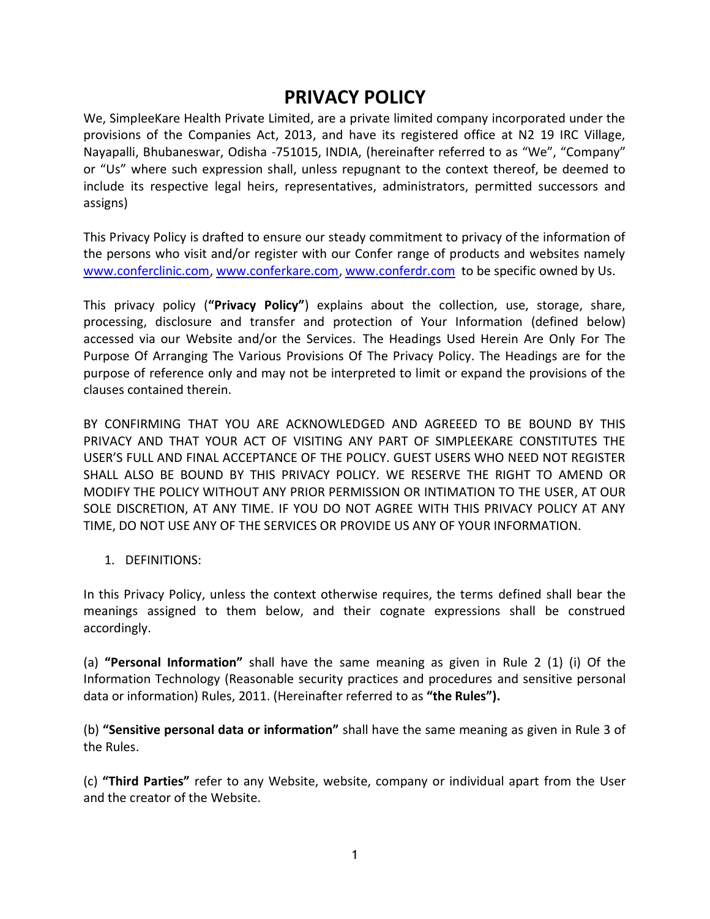# PRIVACY POLICY

We, SimpleeKare Health Private Limited, are a private limited company incorporated under the provisions of the Companies Act, 2013, and have its registered office at N2 19 IRC Village, Nayapalli, Bhubaneswar, Odisha -751015, INDIA, (hereinafter referred to as "We", "Company" or "Us" where such expression shall, unless repugnant to the context thereof, be deemed to include its respective legal heirs, representatives, administrators, permitted successors and assigns)

This Privacy Policy is drafted to ensure our steady commitment to privacy of the information of the persons who visit and/or register with our Confer range of products and websites namely www.conferclinic.com, www.conferkare.com, www.conferdr.com to be specific owned by Us.

This privacy policy (**"Privacy Policy"**) explains about the collection, use, storage, share, processing, disclosure and transfer and protection of Your Information (defined below) accessed via our Website and/or the Services. The Headings Used Herein Are Only For The Purpose Of Arranging The Various Provisions Of The Privacy Policy. The Headings are for the purpose of reference only and may not be interpreted to limit or expand the provisions of the clauses contained therein.

BY CONFIRMING THAT YOU ARE ACKNOWLEDGED AND AGREEED TO BE BOUND BY THIS PRIVACY AND THAT YOUR ACT OF VISITING ANY PART OF SIMPLEEKARE CONSTITUTES THE USER'S FULL AND FINAL ACCEPTANCE OF THE POLICY. GUEST USERS WHO NEED NOT REGISTER SHALL ALSO BE BOUND BY THIS PRIVACY POLICY. WE RESERVE THE RIGHT TO AMEND OR MODIFY THE POLICY WITHOUT ANY PRIOR PERMISSION OR INTIMATION TO THE USER, AT OUR SOLE DISCRETION, AT ANY TIME. IF YOU DO NOT AGREE WITH THIS PRIVACY POLICY AT ANY TIME, DO NOT USE ANY OF THE SERVICES OR PROVIDE US ANY OF YOUR INFORMATION.

1. DEFINITIONS:

In this Privacy Policy, unless the context otherwise requires, the terms defined shall bear the meanings assigned to them below, and their cognate expressions shall be construed accordingly.

(a) **"Personal Information"** shall have the same meaning as given in Rule 2 (1) (i) Of the Information Technology (Reasonable security practices and procedures and sensitive personal data or information) Rules, 2011. (Hereinafter referred to as **"the Rules").**

(b) **"Sensitive personal data or information"** shall have the same meaning as given in Rule 3 of the Rules.

(c) **"Third Parties"** refer to any Website, website, company or individual apart from the User and the creator of the Website.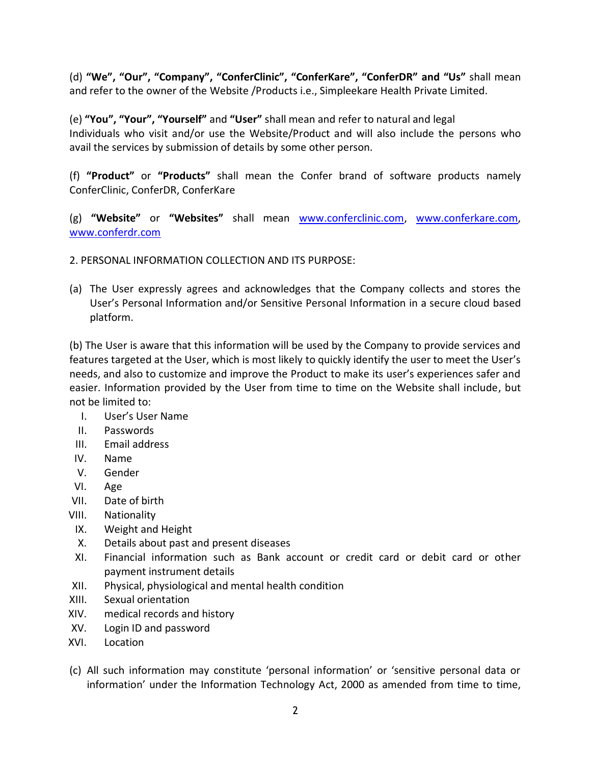(d) **"We", "Our", "Company", "ConferClinic", "ConferKare", "ConferDR" and "Us"** shall mean and refer to the owner of the Website /Products i.e., Simpleekare Health Private Limited.

(e) **"You", "Your", "Yourself"** and **"User"** shall mean and refer to natural and legal Individuals who visit and/or use the Website/Product and will also include the persons who avail the services by submission of details by some other person.

(f) **"Product"** or **"Products"** shall mean the Confer brand of software products namely ConferClinic, ConferDR, ConferKare

(g) **"Website"** or **"Websites"** shall mean [www.conferclinic.com](http://www.conferclinic.com), [www.conferkare.com](http://www.conferkare.com), [www.conferdr.com](http://www.conferdr.com)

2. PERSONAL INFORMATION COLLECTION AND ITS PURPOSE:

(a) The User expressly agrees and acknowledges that the Company collects and stores the User's Personal Information and/or Sensitive Personal Information in a secure cloud based platform.

(b) The User is aware that this information will be used by the Company to provide services and features targeted at the User, which is most likely to quickly identify the user to meet the User's needs, and also to customize and improve the Product to make its user's experiences safer and easier. Information provided by the User from time to time on the Website shall include, but not be limited to:

I. User's User Name
II. Passwords
III. Email address
IV. Name
V. Gender
VI. Age
VII. Date of birth
VIII. Nationality
IX. Weight and Height
X. Details about past and present diseases
XI. Financial information such as Bank account or credit card or debit card or other payment instrument details
XII. Physical, physiological and mental health condition
XIII. Sexual orientation
XIV. medical records and history
XV. Login ID and password
XVI. Location

(c) All such information may constitute 'personal information' or 'sensitive personal data or information' under the Information Technology Act, 2000 as amended from time to time,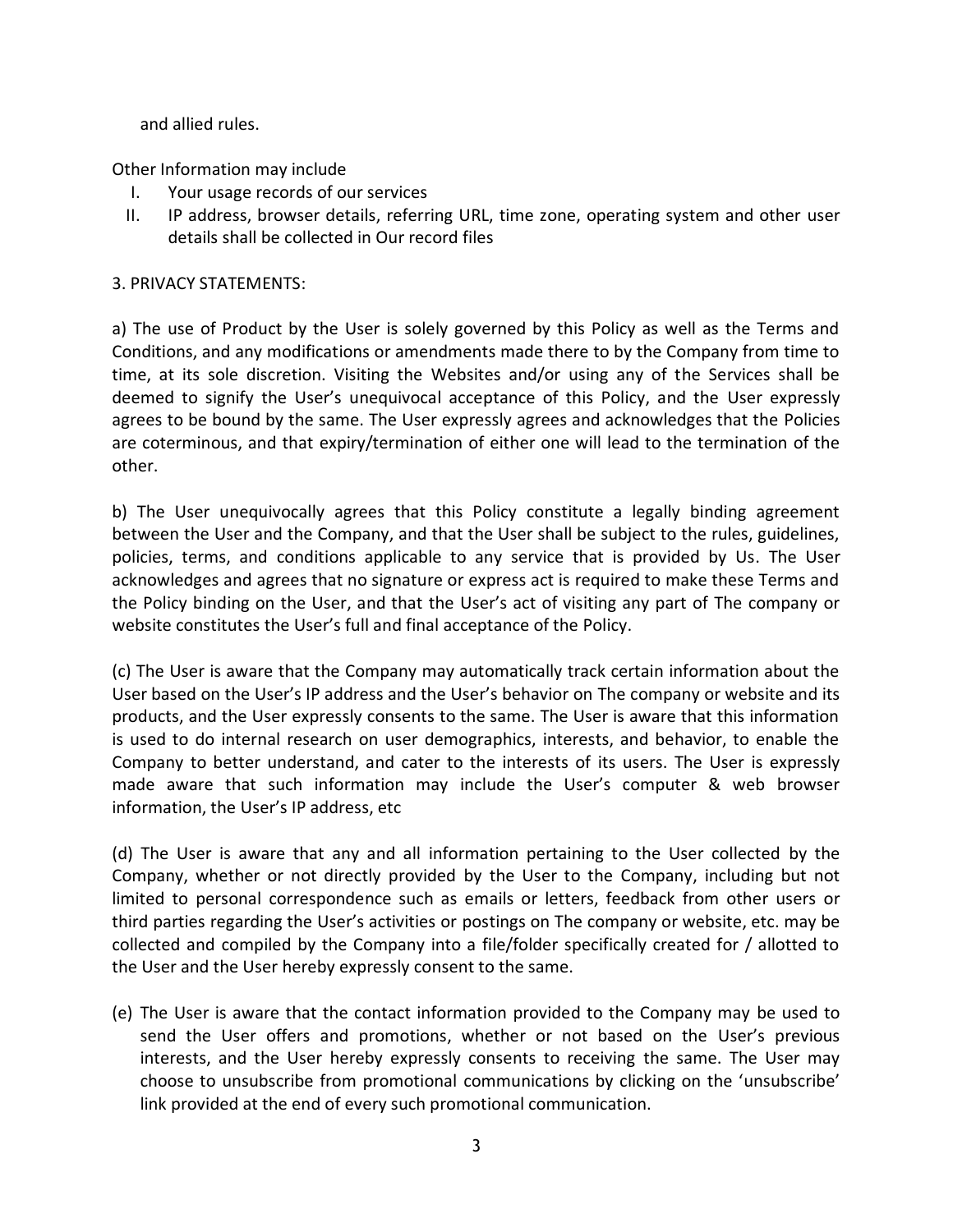and allied rules.

Other Information may include

I. Your usage records of our services
II. IP address, browser details, referring URL, time zone, operating system and other user details shall be collected in Our record files

3. PRIVACY STATEMENTS:

a) The use of Product by the User is solely governed by this Policy as well as the Terms and Conditions, and any modifications or amendments made there to by the Company from time to time, at its sole discretion. Visiting the Websites and/or using any of the Services shall be deemed to signify the User's unequivocal acceptance of this Policy, and the User expressly agrees to be bound by the same. The User expressly agrees and acknowledges that the Policies are coterminous, and that expiry/termination of either one will lead to the termination of the other.

b) The User unequivocally agrees that this Policy constitute a legally binding agreement between the User and the Company, and that the User shall be subject to the rules, guidelines, policies, terms, and conditions applicable to any service that is provided by Us. The User acknowledges and agrees that no signature or express act is required to make these Terms and the Policy binding on the User, and that the User's act of visiting any part of The company or website constitutes the User's full and final acceptance of the Policy.

(c) The User is aware that the Company may automatically track certain information about the User based on the User's IP address and the User's behavior on The company or website and its products, and the User expressly consents to the same. The User is aware that this information is used to do internal research on user demographics, interests, and behavior, to enable the Company to better understand, and cater to the interests of its users. The User is expressly made aware that such information may include the User's computer & web browser information, the User's IP address, etc

(d) The User is aware that any and all information pertaining to the User collected by the Company, whether or not directly provided by the User to the Company, including but not limited to personal correspondence such as emails or letters, feedback from other users or third parties regarding the User's activities or postings on The company or website, etc. may be collected and compiled by the Company into a file/folder specifically created for / allotted to the User and the User hereby expressly consent to the same.

(e) The User is aware that the contact information provided to the Company may be used to send the User offers and promotions, whether or not based on the User's previous interests, and the User hereby expressly consents to receiving the same. The User may choose to unsubscribe from promotional communications by clicking on the 'unsubscribe' link provided at the end of every such promotional communication.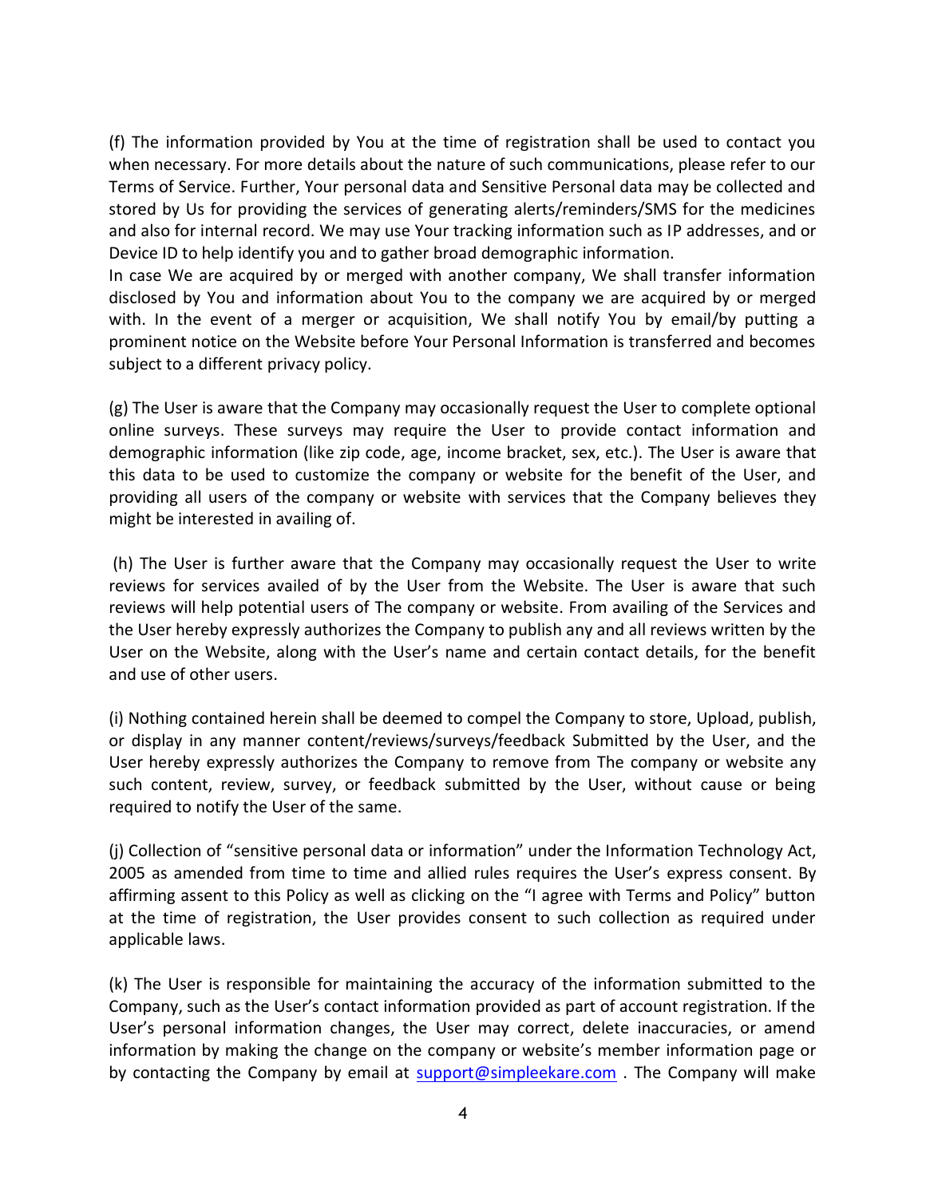(f) The information provided by You at the time of registration shall be used to contact you when necessary. For more details about the nature of such communications, please refer to our Terms of Service. Further, Your personal data and Sensitive Personal data may be collected and stored by Us for providing the services of generating alerts/reminders/SMS for the medicines and also for internal record. We may use Your tracking information such as IP addresses, and or Device ID to help identify you and to gather broad demographic information.
In case We are acquired by or merged with another company, We shall transfer information disclosed by You and information about You to the company we are acquired by or merged with. In the event of a merger or acquisition, We shall notify You by email/by putting a prominent notice on the Website before Your Personal Information is transferred and becomes subject to a different privacy policy.

(g) The User is aware that the Company may occasionally request the User to complete optional online surveys. These surveys may require the User to provide contact information and demographic information (like zip code, age, income bracket, sex, etc.). The User is aware that this data to be used to customize the company or website for the benefit of the User, and providing all users of the company or website with services that the Company believes they might be interested in availing of.

(h) The User is further aware that the Company may occasionally request the User to write reviews for services availed of by the User from the Website. The User is aware that such reviews will help potential users of The company or website. From availing of the Services and the User hereby expressly authorizes the Company to publish any and all reviews written by the User on the Website, along with the User's name and certain contact details, for the benefit and use of other users.

(i) Nothing contained herein shall be deemed to compel the Company to store, Upload, publish, or display in any manner content/reviews/surveys/feedback Submitted by the User, and the User hereby expressly authorizes the Company to remove from The company or website any such content, review, survey, or feedback submitted by the User, without cause or being required to notify the User of the same.

(j) Collection of "sensitive personal data or information" under the Information Technology Act, 2005 as amended from time to time and allied rules requires the User's express consent. By affirming assent to this Policy as well as clicking on the "I agree with Terms and Policy" button at the time of registration, the User provides consent to such collection as required under applicable laws.

(k) The User is responsible for maintaining the accuracy of the information submitted to the Company, such as the User's contact information provided as part of account registration. If the User's personal information changes, the User may correct, delete inaccuracies, or amend information by making the change on the company or website's member information page or by contacting the Company by email at support@simpleekare.com . The Company will make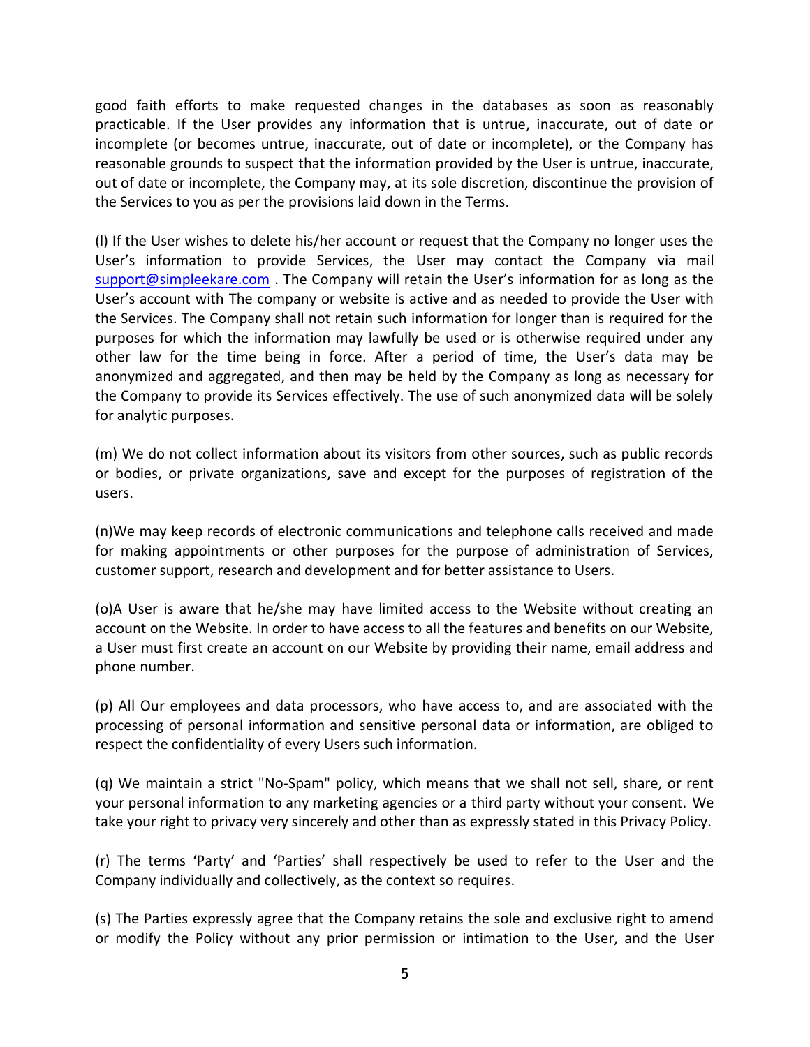good faith efforts to make requested changes in the databases as soon as reasonably practicable. If the User provides any information that is untrue, inaccurate, out of date or incomplete (or becomes untrue, inaccurate, out of date or incomplete), or the Company has reasonable grounds to suspect that the information provided by the User is untrue, inaccurate, out of date or incomplete, the Company may, at its sole discretion, discontinue the provision of the Services to you as per the provisions laid down in the Terms.

(l) If the User wishes to delete his/her account or request that the Company no longer uses the User's information to provide Services, the User may contact the Company via mail support@simpleekare.com . The Company will retain the User's information for as long as the User's account with The company or website is active and as needed to provide the User with the Services. The Company shall not retain such information for longer than is required for the purposes for which the information may lawfully be used or is otherwise required under any other law for the time being in force. After a period of time, the User's data may be anonymized and aggregated, and then may be held by the Company as long as necessary for the Company to provide its Services effectively. The use of such anonymized data will be solely for analytic purposes.

(m) We do not collect information about its visitors from other sources, such as public records or bodies, or private organizations, save and except for the purposes of registration of the users.

(n)We may keep records of electronic communications and telephone calls received and made for making appointments or other purposes for the purpose of administration of Services, customer support, research and development and for better assistance to Users.

(o)A User is aware that he/she may have limited access to the Website without creating an account on the Website. In order to have access to all the features and benefits on our Website, a User must first create an account on our Website by providing their name, email address and phone number.

(p) All Our employees and data processors, who have access to, and are associated with the processing of personal information and sensitive personal data or information, are obliged to respect the confidentiality of every Users such information.

(q) We maintain a strict "No-Spam" policy, which means that we shall not sell, share, or rent your personal information to any marketing agencies or a third party without your consent. We take your right to privacy very sincerely and other than as expressly stated in this Privacy Policy.

(r) The terms 'Party' and 'Parties' shall respectively be used to refer to the User and the Company individually and collectively, as the context so requires.

(s) The Parties expressly agree that the Company retains the sole and exclusive right to amend or modify the Policy without any prior permission or intimation to the User, and the User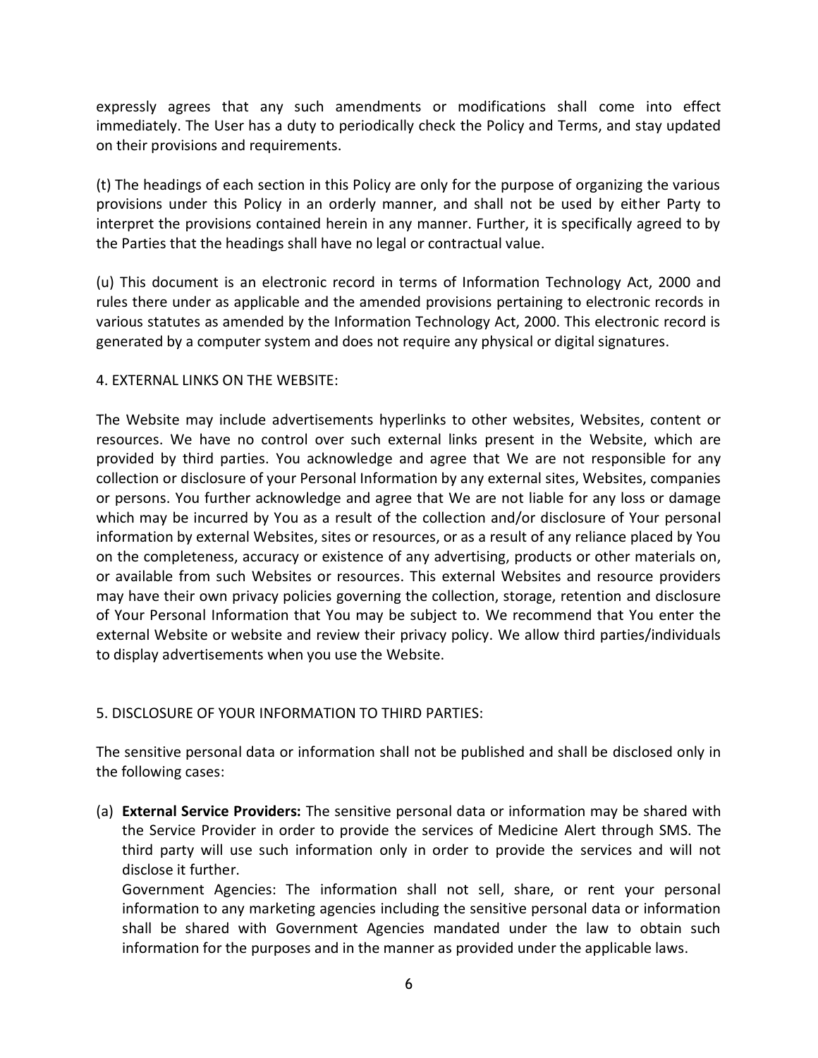expressly agrees that any such amendments or modifications shall come into effect immediately. The User has a duty to periodically check the Policy and Terms, and stay updated on their provisions and requirements.

(t) The headings of each section in this Policy are only for the purpose of organizing the various provisions under this Policy in an orderly manner, and shall not be used by either Party to interpret the provisions contained herein in any manner. Further, it is specifically agreed to by the Parties that the headings shall have no legal or contractual value.

(u) This document is an electronic record in terms of Information Technology Act, 2000 and rules there under as applicable and the amended provisions pertaining to electronic records in various statutes as amended by the Information Technology Act, 2000. This electronic record is generated by a computer system and does not require any physical or digital signatures.

4. EXTERNAL LINKS ON THE WEBSITE:

The Website may include advertisements hyperlinks to other websites, Websites, content or resources. We have no control over such external links present in the Website, which are provided by third parties. You acknowledge and agree that We are not responsible for any collection or disclosure of your Personal Information by any external sites, Websites, companies or persons. You further acknowledge and agree that We are not liable for any loss or damage which may be incurred by You as a result of the collection and/or disclosure of Your personal information by external Websites, sites or resources, or as a result of any reliance placed by You on the completeness, accuracy or existence of any advertising, products or other materials on, or available from such Websites or resources. This external Websites and resource providers may have their own privacy policies governing the collection, storage, retention and disclosure of Your Personal Information that You may be subject to. We recommend that You enter the external Website or website and review their privacy policy. We allow third parties/individuals to display advertisements when you use the Website.

5. DISCLOSURE OF YOUR INFORMATION TO THIRD PARTIES:

The sensitive personal data or information shall not be published and shall be disclosed only in the following cases:

(a) **External Service Providers:** The sensitive personal data or information may be shared with the Service Provider in order to provide the services of Medicine Alert through SMS. The third party will use such information only in order to provide the services and will not disclose it further.
   Government Agencies: The information shall not sell, share, or rent your personal information to any marketing agencies including the sensitive personal data or information shall be shared with Government Agencies mandated under the law to obtain such information for the purposes and in the manner as provided under the applicable laws.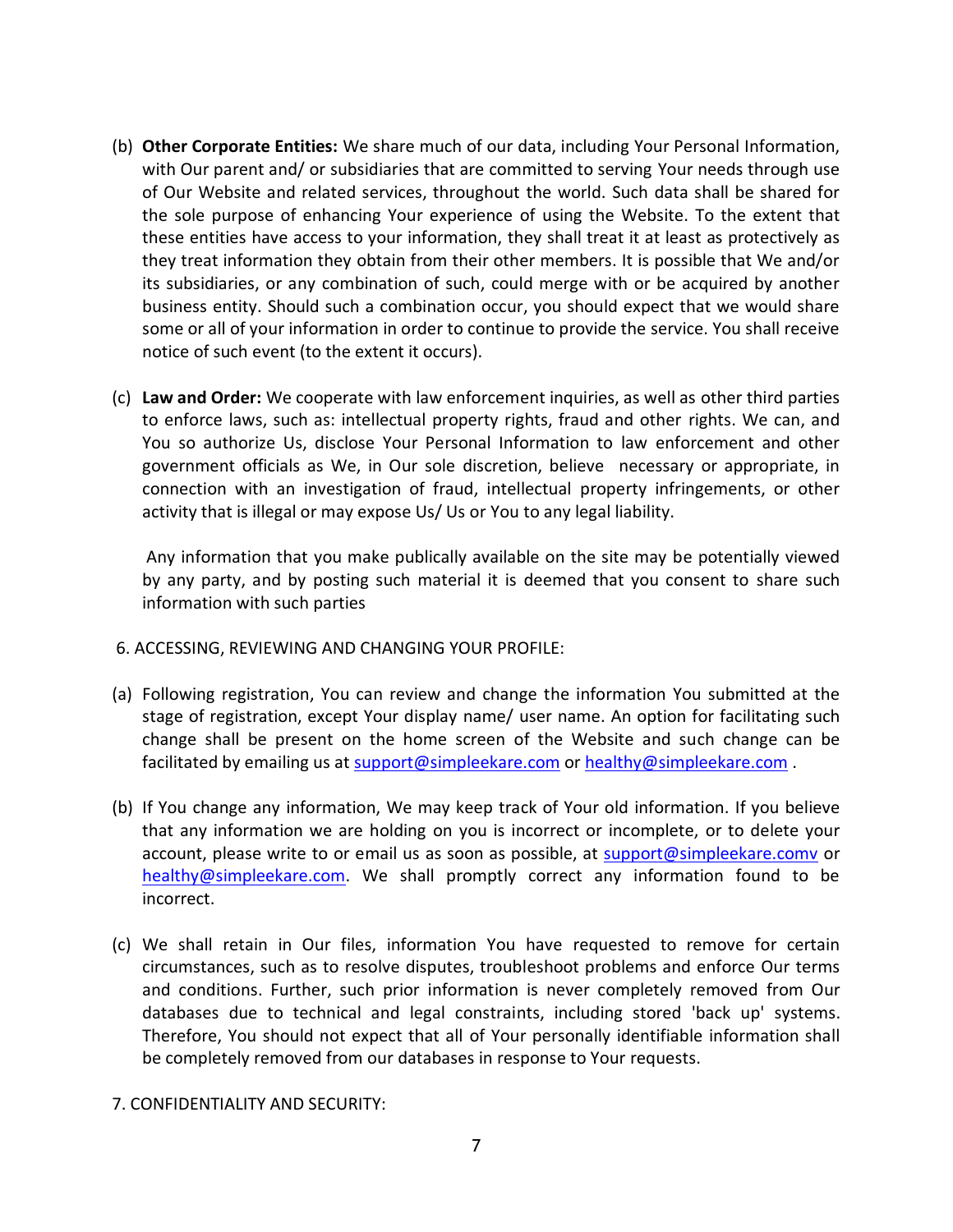(b) **Other Corporate Entities:** We share much of our data, including Your Personal Information, with Our parent and/ or subsidiaries that are committed to serving Your needs through use of Our Website and related services, throughout the world. Such data shall be shared for the sole purpose of enhancing Your experience of using the Website. To the extent that these entities have access to your information, they shall treat it at least as protectively as they treat information they obtain from their other members. It is possible that We and/or its subsidiaries, or any combination of such, could merge with or be acquired by another business entity. Should such a combination occur, you should expect that we would share some or all of your information in order to continue to provide the service. You shall receive notice of such event (to the extent it occurs).

(c) **Law and Order:** We cooperate with law enforcement inquiries, as well as other third parties to enforce laws, such as: intellectual property rights, fraud and other rights. We can, and You so authorize Us, disclose Your Personal Information to law enforcement and other government officials as We, in Our sole discretion, believe necessary or appropriate, in connection with an investigation of fraud, intellectual property infringements, or other activity that is illegal or may expose Us/ Us or You to any legal liability.

Any information that you make publically available on the site may be potentially viewed by any party, and by posting such material it is deemed that you consent to share such information with such parties

6. ACCESSING, REVIEWING AND CHANGING YOUR PROFILE:

(a) Following registration, You can review and change the information You submitted at the stage of registration, except Your display name/ user name. An option for facilitating such change shall be present on the home screen of the Website and such change can be facilitated by emailing us at support@simpleekare.com or healthy@simpleekare.com .

(b) If You change any information, We may keep track of Your old information. If you believe that any information we are holding on you is incorrect or incomplete, or to delete your account, please write to or email us as soon as possible, at support@simpleekare.comv or healthy@simpleekare.com. We shall promptly correct any information found to be incorrect.

(c) We shall retain in Our files, information You have requested to remove for certain circumstances, such as to resolve disputes, troubleshoot problems and enforce Our terms and conditions. Further, such prior information is never completely removed from Our databases due to technical and legal constraints, including stored 'back up' systems. Therefore, You should not expect that all of Your personally identifiable information shall be completely removed from our databases in response to Your requests.

7. CONFIDENTIALITY AND SECURITY: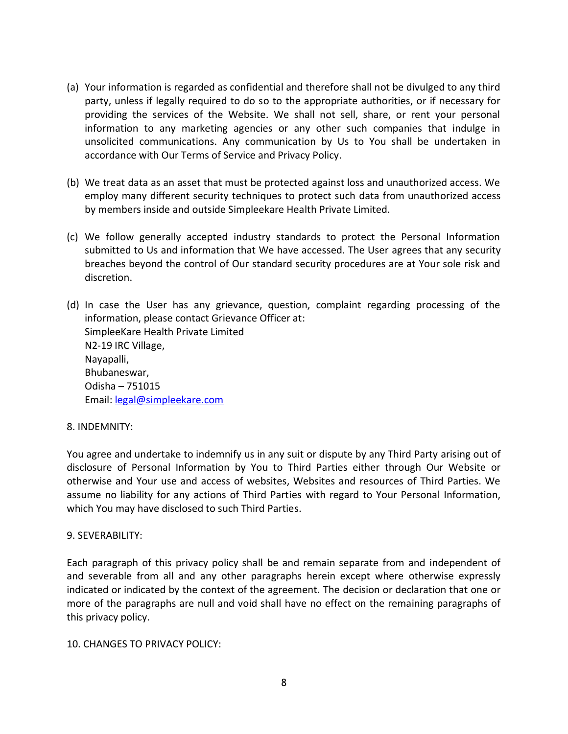(a) Your information is regarded as confidential and therefore shall not be divulged to any third party, unless if legally required to do so to the appropriate authorities, or if necessary for providing the services of the Website. We shall not sell, share, or rent your personal information to any marketing agencies or any other such companies that indulge in unsolicited communications. Any communication by Us to You shall be undertaken in accordance with Our Terms of Service and Privacy Policy.

(b) We treat data as an asset that must be protected against loss and unauthorized access. We employ many different security techniques to protect such data from unauthorized access by members inside and outside Simpleekare Health Private Limited.

(c) We follow generally accepted industry standards to protect the Personal Information submitted to Us and information that We have accessed. The User agrees that any security breaches beyond the control of Our standard security procedures are at Your sole risk and discretion.

(d) In case the User has any grievance, question, complaint regarding processing of the information, please contact Grievance Officer at:
SimpleeKare Health Private Limited
N2-19 IRC Village,
Nayapalli,
Bhubaneswar,
Odisha – 751015
Email: legal@simpleekare.com

8. INDEMNITY:

You agree and undertake to indemnify us in any suit or dispute by any Third Party arising out of disclosure of Personal Information by You to Third Parties either through Our Website or otherwise and Your use and access of websites, Websites and resources of Third Parties. We assume no liability for any actions of Third Parties with regard to Your Personal Information, which You may have disclosed to such Third Parties.

9. SEVERABILITY:

Each paragraph of this privacy policy shall be and remain separate from and independent of and severable from all and any other paragraphs herein except where otherwise expressly indicated or indicated by the context of the agreement. The decision or declaration that one or more of the paragraphs are null and void shall have no effect on the remaining paragraphs of this privacy policy.

10. CHANGES TO PRIVACY POLICY: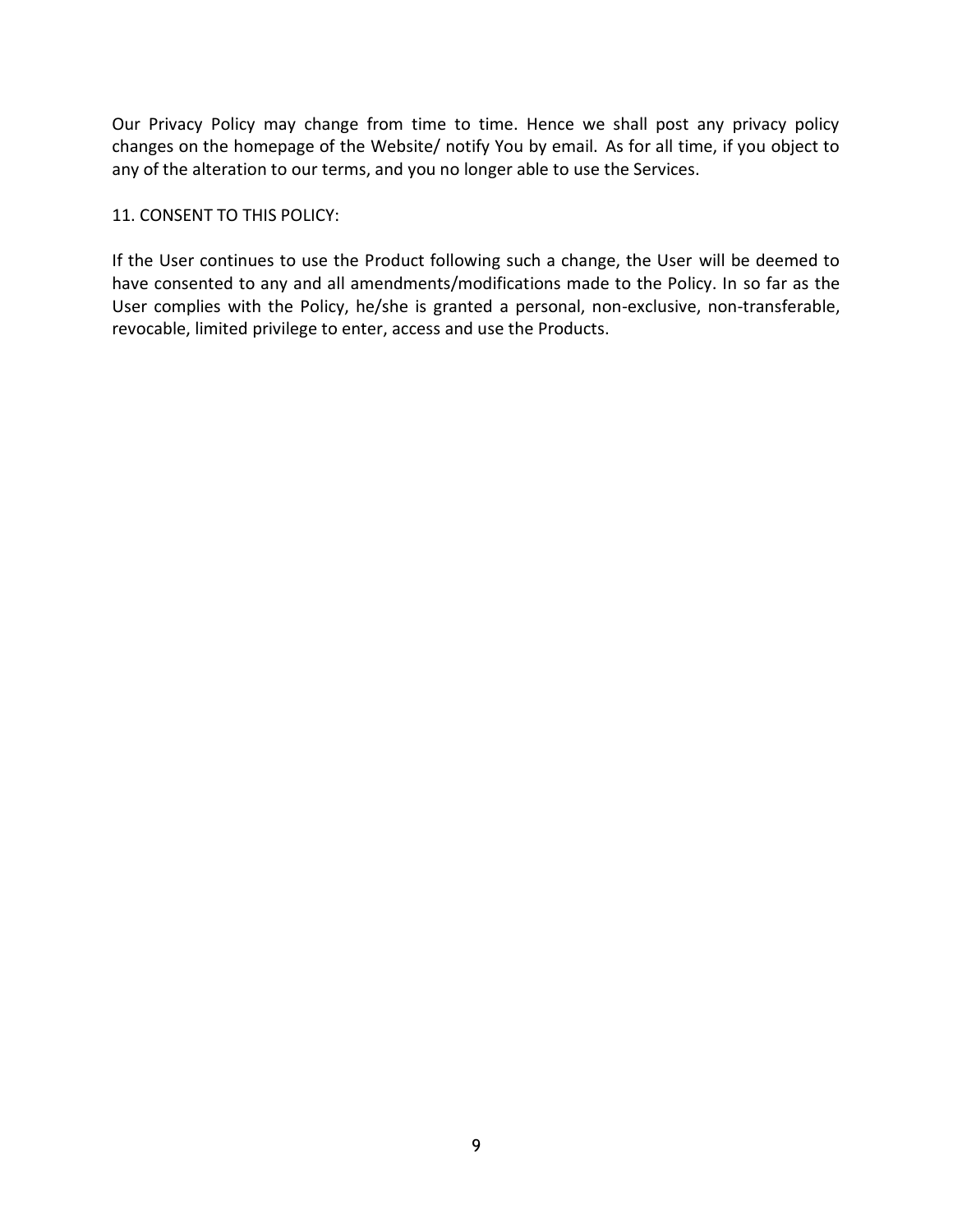Our Privacy Policy may change from time to time. Hence we shall post any privacy policy changes on the homepage of the Website/ notify You by email. As for all time, if you object to any of the alteration to our terms, and you no longer able to use the Services.

## 11. CONSENT TO THIS POLICY:

If the User continues to use the Product following such a change, the User will be deemed to have consented to any and all amendments/modifications made to the Policy. In so far as the User complies with the Policy, he/she is granted a personal, non-exclusive, non-transferable, revocable, limited privilege to enter, access and use the Products.